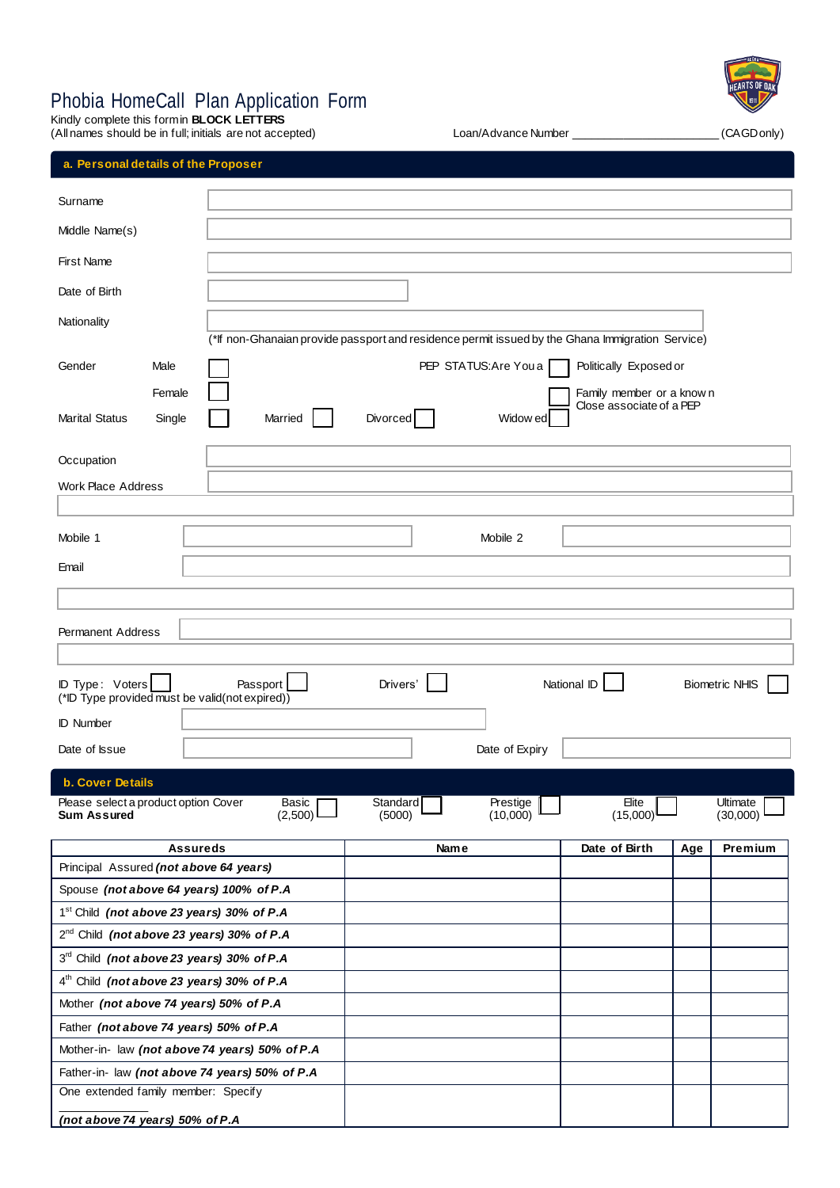# Phobia HomeCall Plan Application Form

Kindly complete this form in **BLOCK LETTERS**
(All names should be in full; initials are not accepted)

Loan/Advance Number ______________________ (CAGD only)

## a. Personal details of the Proposer

Surname

Middle Name(s)

First Name

Date of Birth

Nationality

(*If non-Ghanaian provide passport and residence permit issued by the Ghana Immigration Service)

Gender: Male ☐ Female ☐

PEP STATUS: Are You a ☐ Politically Exposed or ☐ Family member or a known Close associate of a PEP

Marital Status: Single ☐ Married ☐ Divorced ☐ Widowed ☐

Occupation

Work Place Address

Mobile 1 | Mobile 2

Email

Permanent Address

ID Type: Voters ☐ Passport ☐ Drivers' ☐ National ID ☐ Biometric NHIS ☐
(*ID Type provided must be valid (not expired))

ID Number

Date of Issue | Date of Expiry

## b. Cover Details

Please select a product option Cover **Sum Assured**

Basic (2,500) ☐ Standard (5000) ☐ Prestige (10,000) ☐ Elite (15,000) ☐ Ultimate (30,000) ☐

| Assureds | Name | Date of Birth | Age | Premium |
|---|---|---|---|---|
| Principal Assured ***(not above 64 years)*** | | | | |
| Spouse ***(not above 64 years) 100% of P.A*** | | | | |
| 1st Child ***(not above 23 years) 30% of P.A*** | | | | |
| 2nd Child ***(not above 23 years) 30% of P.A*** | | | | |
| 3rd Child ***(not above 23 years) 30% of P.A*** | | | | |
| 4th Child ***(not above 23 years) 30% of P.A*** | | | | |
| Mother ***(not above 74 years) 50% of P.A*** | | | | |
| Father ***(not above 74 years) 50% of P.A*** | | | | |
| Mother-in- law ***(not above 74 years) 50% of P.A*** | | | | |
| Father-in- law ***(not above 74 years) 50% of P.A*** | | | | |
| One extended family member: Specify ____________ ***(not above 74 years) 50% of P.A*** | | | | |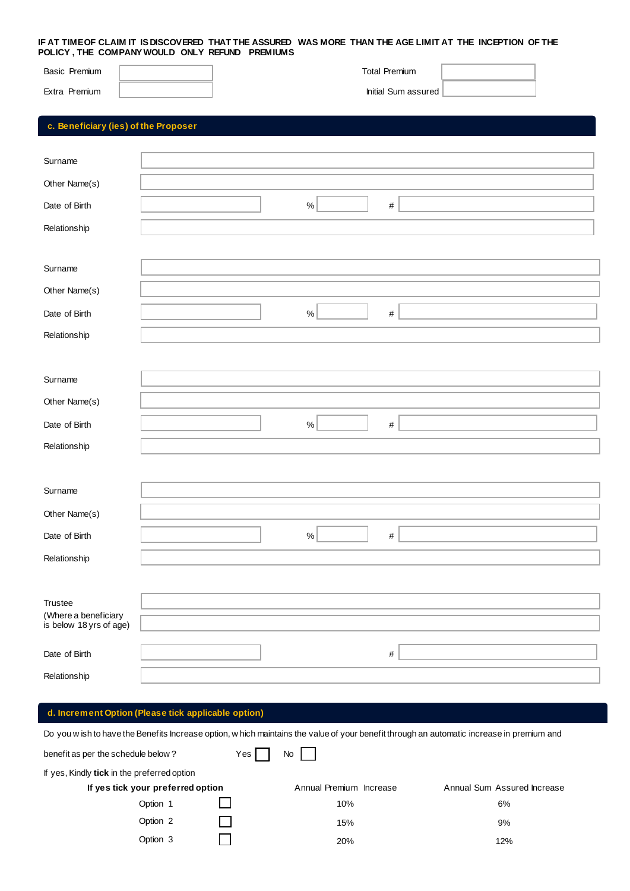**IF AT TIME OF CLAIM IT IS DISCOVERED THAT THE ASSURED WAS MORE THAN THE AGE LIMIT AT THE INCEPTION OF THE POLICY , THE COMPANY WOULD ONLY REFUND PREMIUMS**

| | | | |
|---|---|---|---|
| Basic Premium | | Total Premium | |
| Extra Premium | | Initial Sum assured | |

## c. Beneficiary (ies) of the Proposer

| | | | | | |
|---|---|---|---|---|---|
| Surname | | | | | |
| Other Name(s) | | | | | |
| Date of Birth | | % | | # | |
| Relationship | | | | | |

| | | | | | |
|---|---|---|---|---|---|
| Surname | | | | | |
| Other Name(s) | | | | | |
| Date of Birth | | % | | # | |
| Relationship | | | | | |

| | | | | | |
|---|---|---|---|---|---|
| Surname | | | | | |
| Other Name(s) | | | | | |
| Date of Birth | | % | | # | |
| Relationship | | | | | |

| | | | | | |
|---|---|---|---|---|---|
| Surname | | | | | |
| Other Name(s) | | | | | |
| Date of Birth | | % | | # | |
| Relationship | | | | | |

| | | | |
|---|---|---|---|
| Trustee (Where a beneficiary is below 18 yrs of age) | | | |
| Date of Birth | | # | |
| Relationship | | | |

## d. Increment Option (Please tick applicable option)

Do you wish to have the Benefits Increase option, which maintains the value of your benefit through an automatic increase in premium and benefit as per the schedule below ? Yes ☐ No ☐

If yes, Kindly **tick** in the preferred option

| **If yes tick your preferred option** | | Annual Premium Increase | Annual Sum Assured Increase |
|---|---|---|---|
| Option 1 | ☐ | 10% | 6% |
| Option 2 | ☐ | 15% | 9% |
| Option 3 | ☐ | 20% | 12% |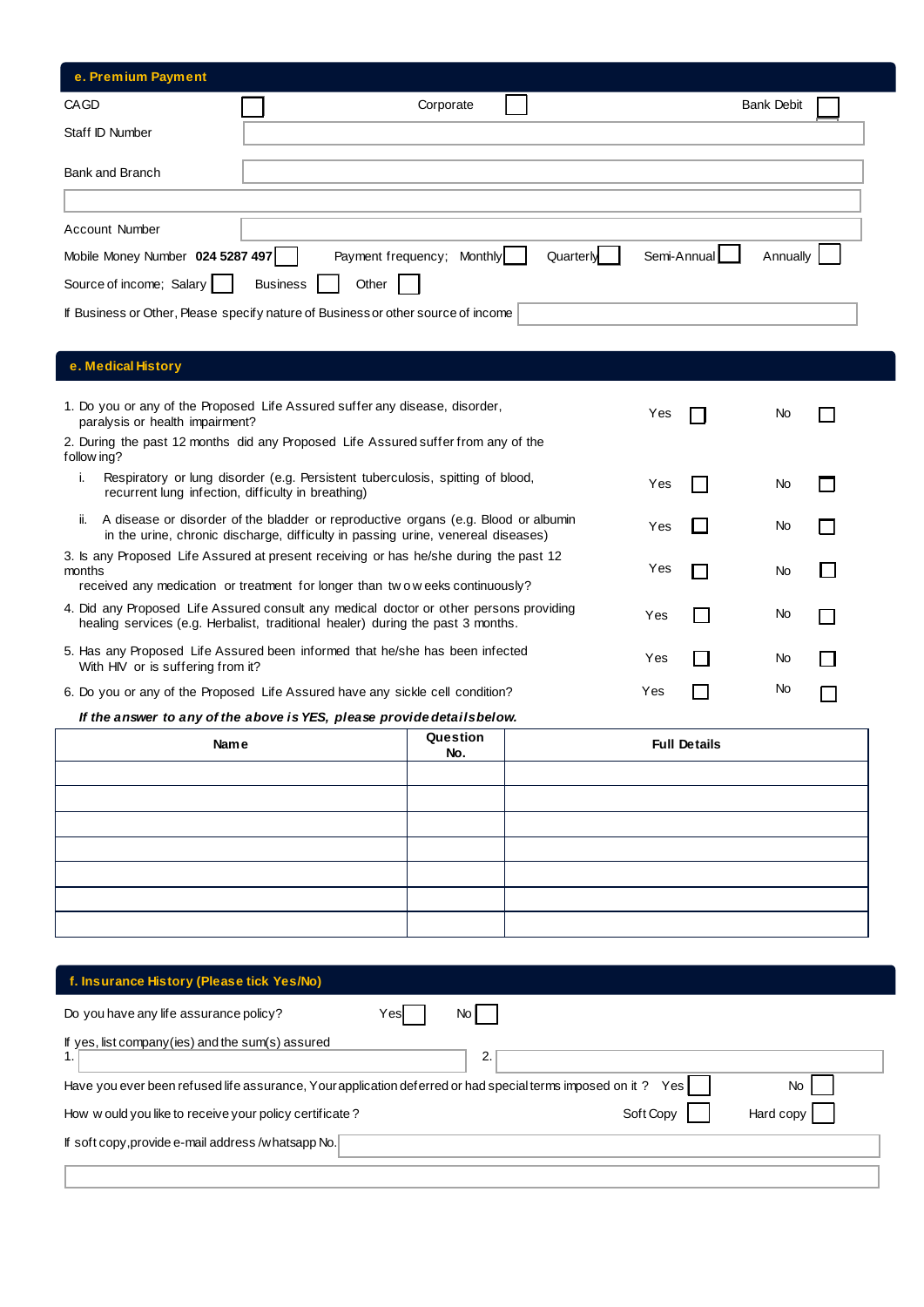## e. Premium Payment

CAGD ☐ Corporate ☐ Bank Debit ☐

Staff ID Number

Bank and Branch

Account Number

Mobile Money Number **024 5287 497** ☐ Payment frequency; Monthly ☐ Quarterly ☐ Semi-Annual ☐ Annually ☐

Source of income; Salary ☐ Business ☐ Other ☐

If Business or Other, Please specify nature of Business or other source of income

## e. Medical History

1. Do you or any of the Proposed Life Assured suffer any disease, disorder, paralysis or health impairment? Yes ☐ No ☐
2. During the past 12 months did any Proposed Life Assured suffer from any of the following?
   - i. Respiratory or lung disorder (e.g. Persistent tuberculosis, spitting of blood, recurrent lung infection, difficulty in breathing) Yes ☐ No ☐
   - ii. A disease or disorder of the bladder or reproductive organs (e.g. Blood or albumin in the urine, chronic discharge, difficulty in passing urine, venereal diseases) Yes ☐ No ☐
3. Is any Proposed Life Assured at present receiving or has he/she during the past 12 months received any medication or treatment for longer than two weeks continuously? Yes ☐ No ☐
4. Did any Proposed Life Assured consult any medical doctor or other persons providing healing services (e.g. Herbalist, traditional healer) during the past 3 months. Yes ☐ No ☐
5. Has any Proposed Life Assured been informed that he/she has been infected With HIV or is suffering from it? Yes ☐ No ☐
6. Do you or any of the Proposed Life Assured have any sickle cell condition? Yes ☐ No ☐

***If the answer to any of the above is YES, please provide details below.***

| **Name** | **Question No.** | **Full Details** |
|---|---|---|
| | | |
| | | |
| | | |
| | | |
| | | |
| | | |
| | | |

## f. Insurance History (Please tick Yes/No)

Do you have any life assurance policy? Yes ☐ No ☐

If yes, list company(ies) and the sum(s) assured

1. 
2. 

Have you ever been refused life assurance, Your application deferred or had special terms imposed on it ? Yes ☐ No ☐

How would you like to receive your policy certificate ? Soft Copy ☐ Hard copy ☐

If soft copy, provide e-mail address /whatsapp No.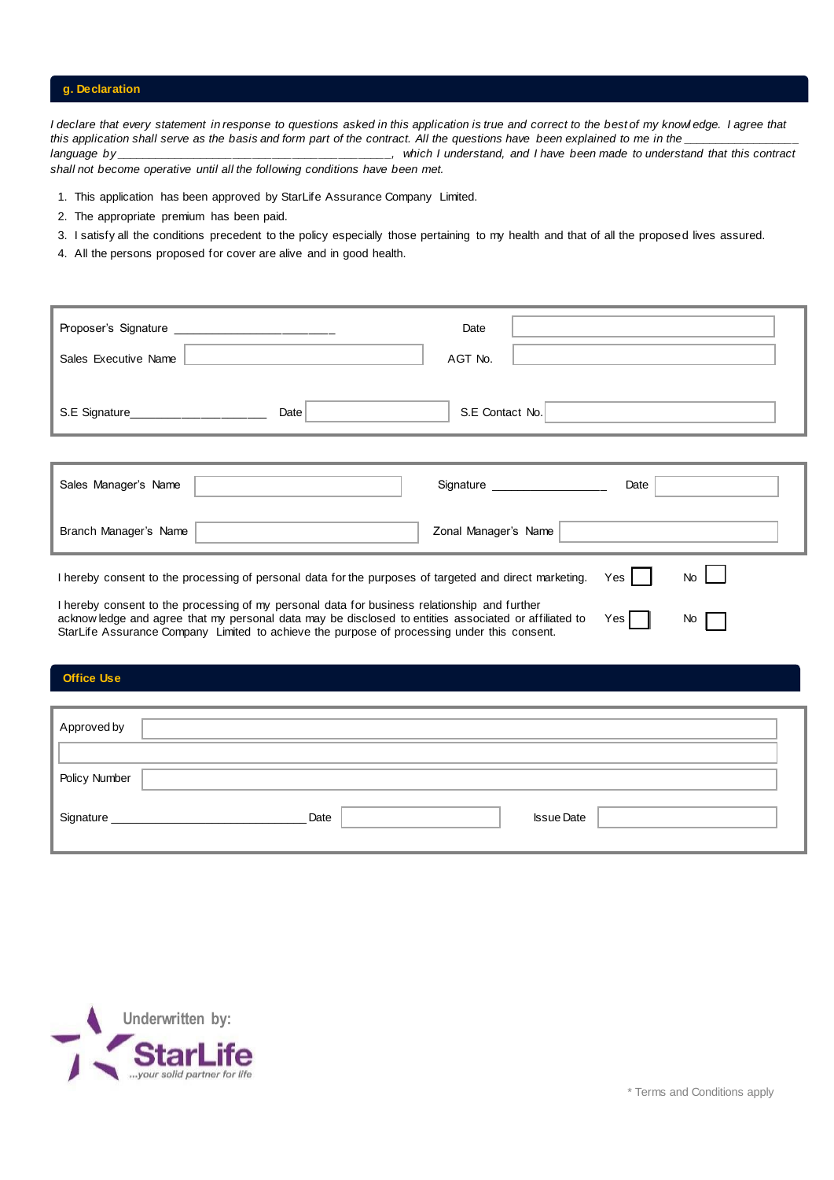## g. Declaration

*I declare that every statement in response to questions asked in this application is true and correct to the best of my knowledge. I agree that this application shall serve as the basis and form part of the contract. All the questions have been explained to me in the ________________ language by ______________________________________, which I understand, and I have been made to understand that this contract shall not become operative until all the following conditions have been met.*

1. This application has been approved by StarLife Assurance Company Limited.
2. The appropriate premium has been paid.
3. I satisfy all the conditions precedent to the policy especially those pertaining to my health and that of all the proposed lives assured.
4. All the persons proposed for cover are alive and in good health.

Proposer's Signature ________________________ Date ____________

Sales Executive Name ____________ AGT No. ____________

S.E Signature____________________ Date ____________ S.E Contact No. ____________

Sales Manager's Name ____________ Signature ________________ Date ____________

Branch Manager's Name ____________ Zonal Manager's Name ____________

I hereby consent to the processing of personal data for the purposes of targeted and direct marketing. Yes ☐ No ☐

I hereby consent to the processing of my personal data for business relationship and further acknowledge and agree that my personal data may be disclosed to entities associated or affiliated to StarLife Assurance Company Limited to achieve the purpose of processing under this consent. Yes ☐ No ☐

## Office Use

Approved by ____________

Policy Number ____________

Signature ______________________________ Date ____________ Issue Date ____________

Underwritten by:
StarLife
...your solid partner for life

\* Terms and Conditions apply